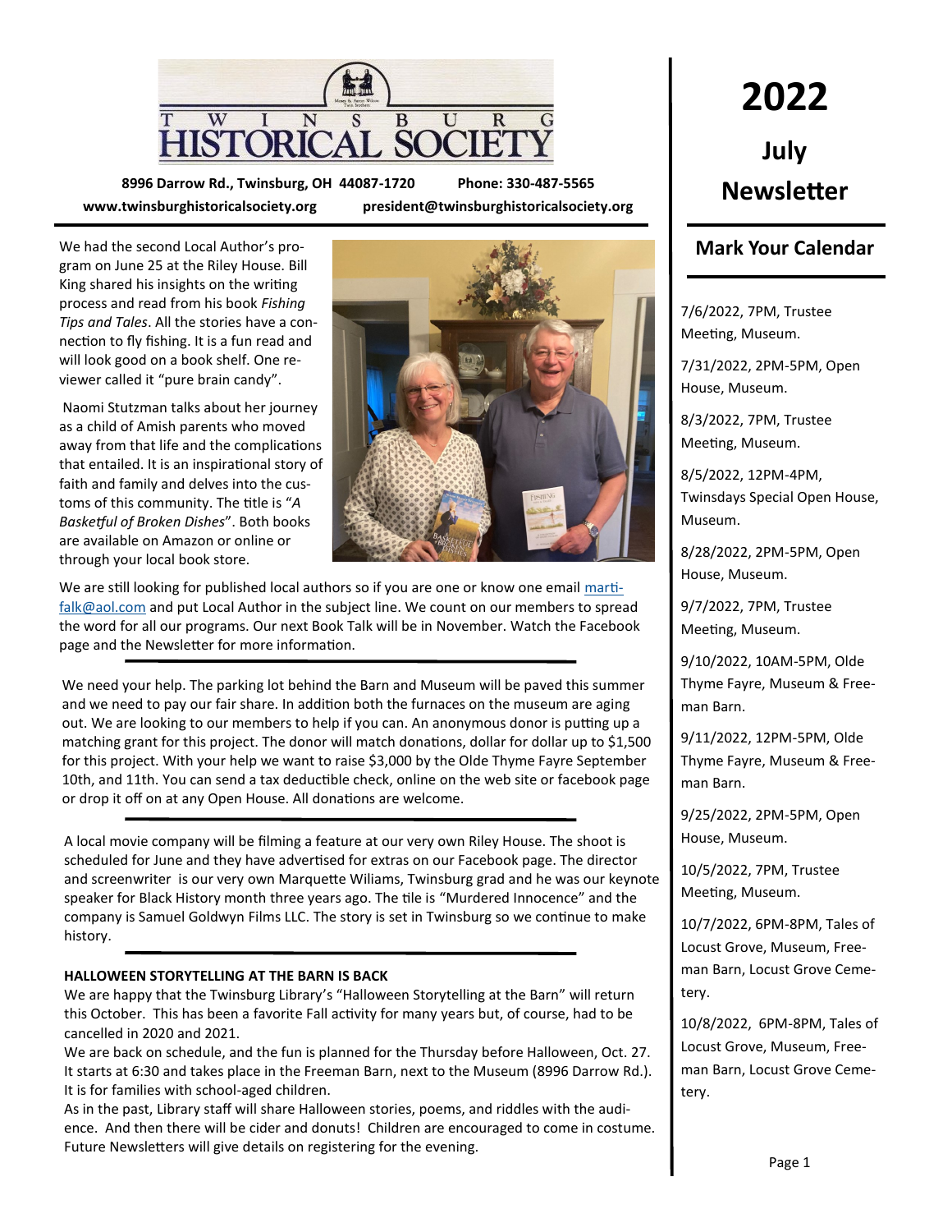# TWINSBURG HISTORICAL SOCIETY

**8996 Darrow Rd., Twinsburg, OH 44087-1720 Phone: 330-487-5565**

**www.twinsburghistoricalsociety.org president@twinsburghistoricalsociety.org**

# 2022 July Newsletter

We had the second Local Author's program on June 25 at the Riley House. Bill King shared his insights on the writing process and read from his book *Fishing Tips and Tales*. All the stories have a connection to fly fishing. It is a fun read and will look good on a book shelf. One reviewer called it "pure brain candy".

Naomi Stutzman talks about her journey as a child of Amish parents who moved away from that life and the complications that entailed. It is an inspirational story of faith and family and delves into the customs of this community. The title is "*A Basketful of Broken Dishes*". Both books are available on Amazon or online or through your local book store.

We are still looking for published local authors so if you are one or know one email marti-falk@aol.com and put Local Author in the subject line. We count on our members to spread the word for all our programs. Our next Book Talk will be in November. Watch the Facebook page and the Newsletter for more information.

---

We need your help. The parking lot behind the Barn and Museum will be paved this summer and we need to pay our fair share. In addition both the furnaces on the museum are aging out. We are looking to our members to help if you can. An anonymous donor is putting up a matching grant for this project. The donor will match donations, dollar for dollar up to $1,500 for this project. With your help we want to raise $3,000 by the Olde Thyme Fayre September 10th, and 11th. You can send a tax deductible check, online on the web site or facebook page or drop it off on at any Open House. All donations are welcome.

---

A local movie company will be filming a feature at our very own Riley House. The shoot is scheduled for June and they have advertised for extras on our Facebook page. The director and screenwriter is our very own Marquette Wiliams, Twinsburg grad and he was our keynote speaker for Black History month three years ago. The tile is "Murdered Innocence" and the company is Samuel Goldwyn Films LLC. The story is set in Twinsburg so we continue to make history.

---

**HALLOWEEN STORYTELLING AT THE BARN IS BACK**

We are happy that the Twinsburg Library's "Halloween Storytelling at the Barn" will return this October. This has been a favorite Fall activity for many years but, of course, had to be cancelled in 2020 and 2021.

We are back on schedule, and the fun is planned for the Thursday before Halloween, Oct. 27. It starts at 6:30 and takes place in the Freeman Barn, next to the Museum (8996 Darrow Rd.). It is for families with school-aged children.

As in the past, Library staff will share Halloween stories, poems, and riddles with the audience. And then there will be cider and donuts! Children are encouraged to come in costume. Future Newsletters will give details on registering for the evening.

## Mark Your Calendar

7/6/2022, 7PM, Trustee Meeting, Museum.

7/31/2022, 2PM-5PM, Open House, Museum.

8/3/2022, 7PM, Trustee Meeting, Museum.

8/5/2022, 12PM-4PM, Twinsdays Special Open House, Museum.

8/28/2022, 2PM-5PM, Open House, Museum.

9/7/2022, 7PM, Trustee Meeting, Museum.

9/10/2022, 10AM-5PM, Olde Thyme Fayre, Museum & Freeman Barn.

9/11/2022, 12PM-5PM, Olde Thyme Fayre, Museum & Freeman Barn.

9/25/2022, 2PM-5PM, Open House, Museum.

10/5/2022, 7PM, Trustee Meeting, Museum.

10/7/2022, 6PM-8PM, Tales of Locust Grove, Museum, Freeman Barn, Locust Grove Cemetery.

10/8/2022, 6PM-8PM, Tales of Locust Grove, Museum, Freeman Barn, Locust Grove Cemetery.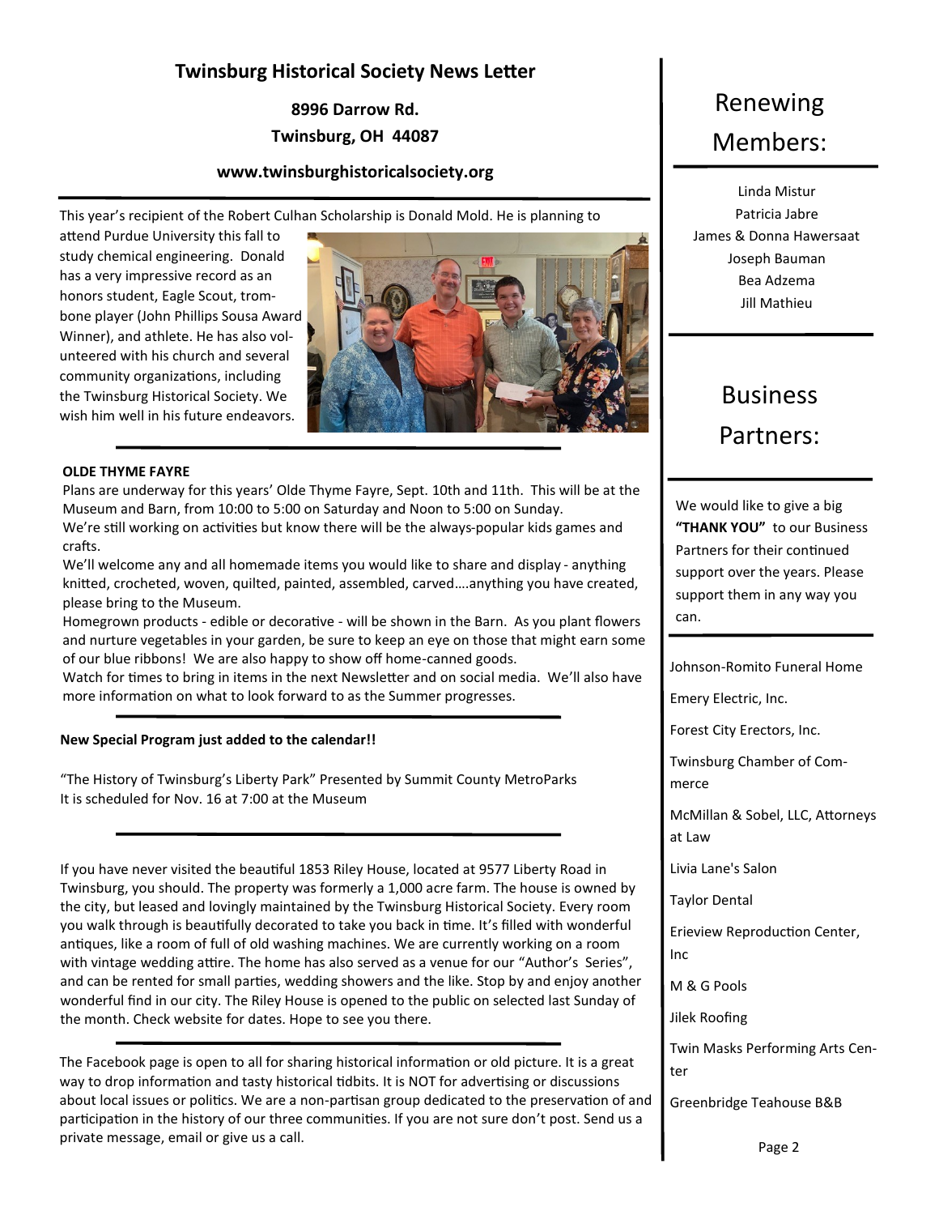# Twinsburg Historical Society News Letter

**8996 Darrow Rd.**

**Twinsburg, OH 44087**

**www.twinsburghistoricalsociety.org**

This year's recipient of the Robert Culhan Scholarship is Donald Mold. He is planning to attend Purdue University this fall to study chemical engineering. Donald has a very impressive record as an honors student, Eagle Scout, trombone player (John Phillips Sousa Award Winner), and athlete. He has also volunteered with his church and several community organizations, including the Twinsburg Historical Society. We wish him well in his future endeavors.

**OLDE THYME FAYRE**

Plans are underway for this years' Olde Thyme Fayre, Sept. 10th and 11th. This will be at the Museum and Barn, from 10:00 to 5:00 on Saturday and Noon to 5:00 on Sunday.

We're still working on activities but know there will be the always-popular kids games and crafts.

We'll welcome any and all homemade items you would like to share and display - anything knitted, crocheted, woven, quilted, painted, assembled, carved….anything you have created, please bring to the Museum.

Homegrown products - edible or decorative - will be shown in the Barn. As you plant flowers and nurture vegetables in your garden, be sure to keep an eye on those that might earn some of our blue ribbons! We are also happy to show off home-canned goods.

Watch for times to bring in items in the next Newsletter and on social media. We'll also have more information on what to look forward to as the Summer progresses.

**New Special Program just added to the calendar!!**

"The History of Twinsburg's Liberty Park" Presented by Summit County MetroParks
It is scheduled for Nov. 16 at 7:00 at the Museum

If you have never visited the beautiful 1853 Riley House, located at 9577 Liberty Road in Twinsburg, you should. The property was formerly a 1,000 acre farm. The house is owned by the city, but leased and lovingly maintained by the Twinsburg Historical Society. Every room you walk through is beautifully decorated to take you back in time. It's filled with wonderful antiques, like a room of full of old washing machines. We are currently working on a room with vintage wedding attire. The home has also served as a venue for our "Author's Series", and can be rented for small parties, wedding showers and the like. Stop by and enjoy another wonderful find in our city. The Riley House is opened to the public on selected last Sunday of the month. Check website for dates. Hope to see you there.

The Facebook page is open to all for sharing historical information or old picture. It is a great way to drop information and tasty historical tidbits. It is NOT for advertising or discussions about local issues or politics. We are a non-partisan group dedicated to the preservation of and participation in the history of our three communities. If you are not sure don't post. Send us a private message, email or give us a call.

## Renewing Members:

Linda Mistur
Patricia Jabre
James & Donna Hawersaat
Joseph Bauman
Bea Adzema
Jill Mathieu

## Business Partners:

We would like to give a big **"THANK YOU"** to our Business Partners for their continued support over the years. Please support them in any way you can.

Johnson-Romito Funeral Home

Emery Electric, Inc.

Forest City Erectors, Inc.

Twinsburg Chamber of Commerce

McMillan & Sobel, LLC, Attorneys at Law

Livia Lane's Salon

Taylor Dental

Erieview Reproduction Center, Inc

M & G Pools

Jilek Roofing

Twin Masks Performing Arts Center

Greenbridge Teahouse B&B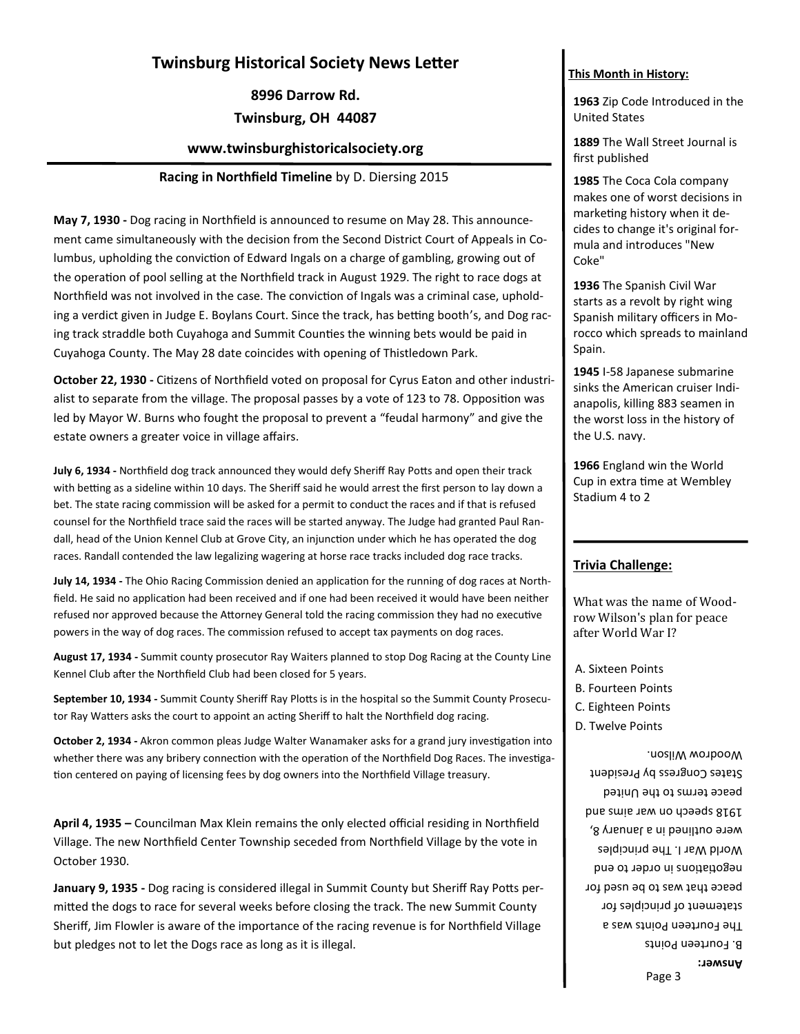# Twinsburg Historical Society News Letter

**8996 Darrow Rd.**

**Twinsburg, OH 44087**

**www.twinsburghistoricalsociety.org**

**Racing in Northfield Timeline** by D. Diersing 2015

**May 7, 1930 -** Dog racing in Northfield is announced to resume on May 28. This announcement came simultaneously with the decision from the Second District Court of Appeals in Columbus, upholding the conviction of Edward Ingals on a charge of gambling, growing out of the operation of pool selling at the Northfield track in August 1929. The right to race dogs at Northfield was not involved in the case. The conviction of Ingals was a criminal case, upholding a verdict given in Judge E. Boylans Court. Since the track, has betting booth's, and Dog racing track straddle both Cuyahoga and Summit Counties the winning bets would be paid in Cuyahoga County. The May 28 date coincides with opening of Thistledown Park.

**October 22, 1930 -** Citizens of Northfield voted on proposal for Cyrus Eaton and other industrialist to separate from the village. The proposal passes by a vote of 123 to 78. Opposition was led by Mayor W. Burns who fought the proposal to prevent a "feudal harmony" and give the estate owners a greater voice in village affairs.

**July 6, 1934 -** Northfield dog track announced they would defy Sheriff Ray Potts and open their track with betting as a sideline within 10 days. The Sheriff said he would arrest the first person to lay down a bet. The state racing commission will be asked for a permit to conduct the races and if that is refused counsel for the Northfield trace said the races will be started anyway. The Judge had granted Paul Randall, head of the Union Kennel Club at Grove City, an injunction under which he has operated the dog races. Randall contended the law legalizing wagering at horse race tracks included dog race tracks.

**July 14, 1934 -** The Ohio Racing Commission denied an application for the running of dog races at Northfield. He said no application had been received and if one had been received it would have been neither refused nor approved because the Attorney General told the racing commission they had no executive powers in the way of dog races. The commission refused to accept tax payments on dog races.

**August 17, 1934 -** Summit county prosecutor Ray Waiters planned to stop Dog Racing at the County Line Kennel Club after the Northfield Club had been closed for 5 years.

**September 10, 1934 -** Summit County Sheriff Ray Plotts is in the hospital so the Summit County Prosecutor Ray Watters asks the court to appoint an acting Sheriff to halt the Northfield dog racing.

**October 2, 1934 -** Akron common pleas Judge Walter Wanamaker asks for a grand jury investigation into whether there was any bribery connection with the operation of the Northfield Dog Races. The investigation centered on paying of licensing fees by dog owners into the Northfield Village treasury.

**April 4, 1935 –** Councilman Max Klein remains the only elected official residing in Northfield Village. The new Northfield Center Township seceded from Northfield Village by the vote in October 1930.

**January 9, 1935 -** Dog racing is considered illegal in Summit County but Sheriff Ray Potts permitted the dogs to race for several weeks before closing the track. The new Summit County Sheriff, Jim Flowler is aware of the importance of the racing revenue is for Northfield Village but pledges not to let the Dogs race as long as it is illegal.

## This Month in History:

**1963** Zip Code Introduced in the United States

**1889** The Wall Street Journal is first published

**1985** The Coca Cola company makes one of worst decisions in marketing history when it decides to change it's original formula and introduces "New Coke"

**1936** The Spanish Civil War starts as a revolt by right wing Spanish military officers in Morocco which spreads to mainland Spain.

**1945** I-58 Japanese submarine sinks the American cruiser Indianapolis, killing 883 seamen in the worst loss in the history of the U.S. navy.

**1966** England win the World Cup in extra time at Wembley Stadium 4 to 2

## Trivia Challenge:

What was the name of Woodrow Wilson's plan for peace after World War I?

A. Sixteen Points
B. Fourteen Points
C. Eighteen Points
D. Twelve Points

**Answer:**

B. Fourteen Points

The Fourteen Points was a statement of principles for peace that was to be used for negotiations in order to end World War I. The principles were outlined in a January 8, 1918 speech on war aims and peace terms to the United States Congress by President Woodrow Wilson.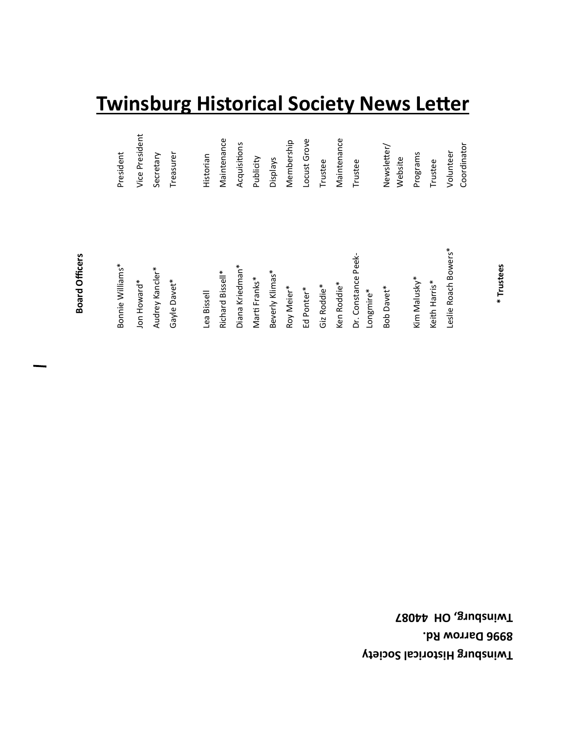# Twinsburg Historical Society News Letter

**Board Officers**

| | |
|---|---|
| Bonnie Williams* | President |
| Jon Howard* | Vice President |
| Audrey Kancler* | Secretary |
| Gayle Davet* | Treasurer |
| | |
| Lea Bissell | Historian |
| Richard Bissell* | Maintenance |
| Diana Kriedman* | Acquisitions |
| Marti Franks* | Publicity |
| Beverly Klimas* | Displays |
| Roy Meier* | Membership |
| Ed Ponter* | Locust Grove |
| Giz Roddie* | Trustee |
| Ken Roddie* | Maintenance |
| Dr. Constance Peek-Longmire* | Trustee |
| Bob Davet* | Newsletter/ Website |
| Kim Malusky* | Programs |
| Keith Harris* | Trustee |
| Leslie Roach Bowers* | Volunteer Coordinator |

**\* Trustees**

**Twinsburg Historical Society**
**8996 Darrow Rd.**
**Twinsburg, OH 44087**